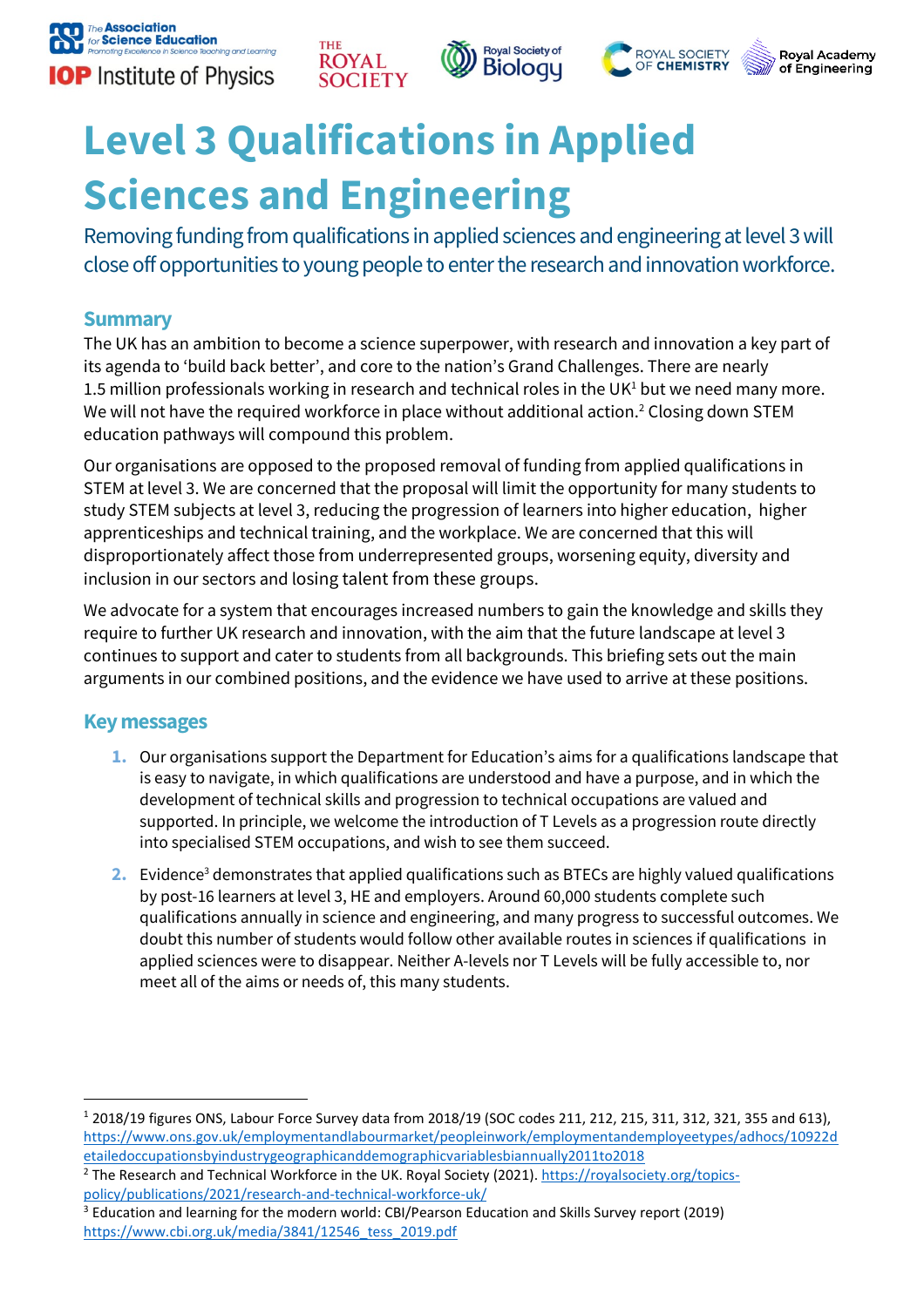# Level 3 Qualifications in Applied Sciences and Engineering

Removing funding from qualifications in applied sciences and engineering at level 3 will close off opportunities to young people to enter the research and innovation workforce.

## Summary

The UK has an ambition to become a science superpower, with research and innovation a key part of its agenda to 'build back better', and core to the nation's Grand Challenges. There are nearly 1.5 million professionals working in research and technical roles in the UK[1] but we need many more. We will not have the required workforce in place without additional action.[2] Closing down STEM education pathways will compound this problem.

Our organisations are opposed to the proposed removal of funding from applied qualifications in STEM at level 3. We are concerned that the proposal will limit the opportunity for many students to study STEM subjects at level 3, reducing the progression of learners into higher education, higher apprenticeships and technical training, and the workplace. We are concerned that this will disproportionately affect those from underrepresented groups, worsening equity, diversity and inclusion in our sectors and losing talent from these groups.

We advocate for a system that encourages increased numbers to gain the knowledge and skills they require to further UK research and innovation, with the aim that the future landscape at level 3 continues to support and cater to students from all backgrounds. This briefing sets out the main arguments in our combined positions, and the evidence we have used to arrive at these positions.

## Key messages

1. Our organisations support the Department for Education's aims for a qualifications landscape that is easy to navigate, in which qualifications are understood and have a purpose, and in which the development of technical skills and progression to technical occupations are valued and supported. In principle, we welcome the introduction of T Levels as a progression route directly into specialised STEM occupations, and wish to see them succeed.
2. Evidence[3] demonstrates that applied qualifications such as BTECs are highly valued qualifications by post-16 learners at level 3, HE and employers. Around 60,000 students complete such qualifications annually in science and engineering, and many progress to successful outcomes. We doubt this number of students would follow other available routes in sciences if qualifications in applied sciences were to disappear. Neither A-levels nor T Levels will be fully accessible to, nor meet all of the aims or needs of, this many students.

---

[1] 2018/19 figures ONS, Labour Force Survey data from 2018/19 (SOC codes 211, 212, 215, 311, 312, 321, 355 and 613), https://www.ons.gov.uk/employmentandlabourmarket/peopleinwork/employmentandemployeetypes/adhocs/10922detailedoccupationsbyindustrygeographicanddemographicvariablesbiannually2011to2018

[2] The Research and Technical Workforce in the UK. Royal Society (2021). https://royalsociety.org/topics-policy/publications/2021/research-and-technical-workforce-uk/

[3] Education and learning for the modern world: CBI/Pearson Education and Skills Survey report (2019) https://www.cbi.org.uk/media/3841/12546_tess_2019.pdf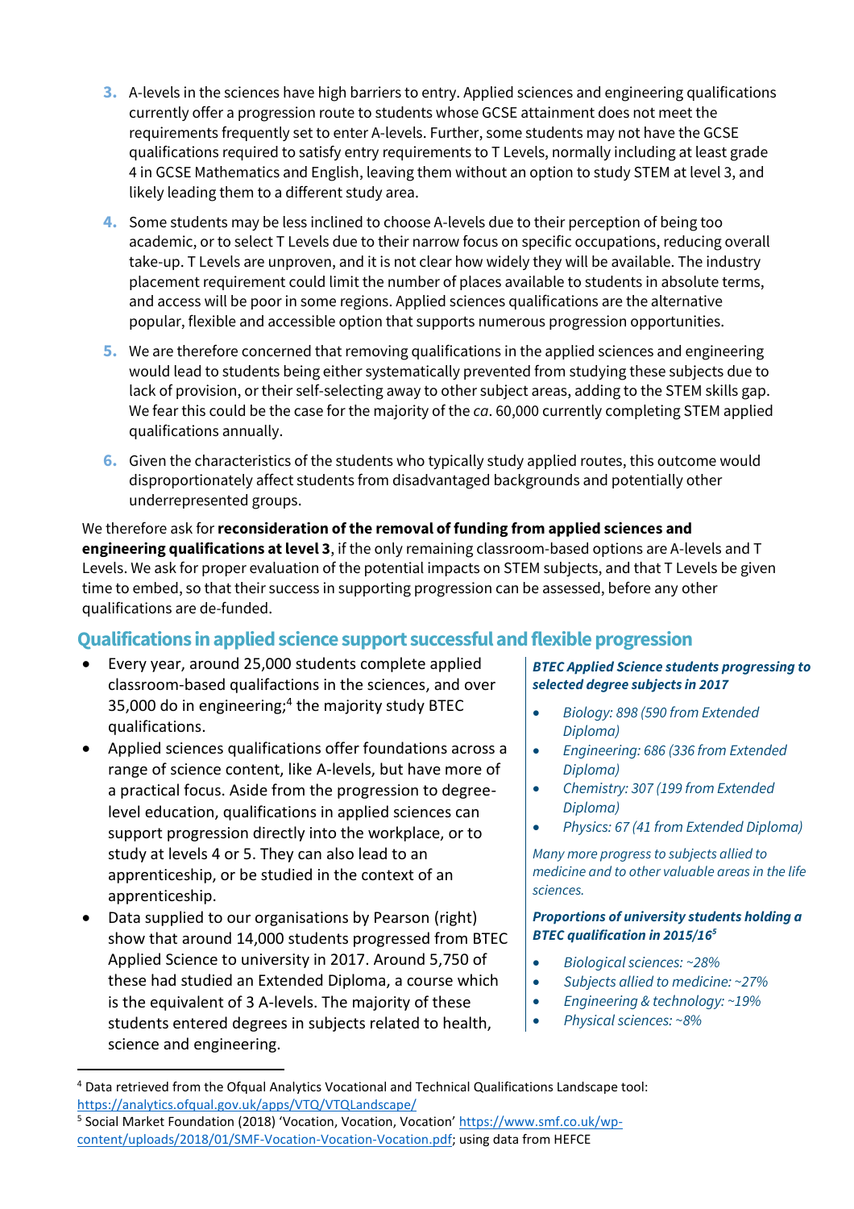3. A-levels in the sciences have high barriers to entry. Applied sciences and engineering qualifications currently offer a progression route to students whose GCSE attainment does not meet the requirements frequently set to enter A-levels. Further, some students may not have the GCSE qualifications required to satisfy entry requirements to T Levels, normally including at least grade 4 in GCSE Mathematics and English, leaving them without an option to study STEM at level 3, and likely leading them to a different study area.
4. Some students may be less inclined to choose A-levels due to their perception of being too academic, or to select T Levels due to their narrow focus on specific occupations, reducing overall take-up. T Levels are unproven, and it is not clear how widely they will be available. The industry placement requirement could limit the number of places available to students in absolute terms, and access will be poor in some regions. Applied sciences qualifications are the alternative popular, flexible and accessible option that supports numerous progression opportunities.
5. We are therefore concerned that removing qualifications in the applied sciences and engineering would lead to students being either systematically prevented from studying these subjects due to lack of provision, or their self-selecting away to other subject areas, adding to the STEM skills gap. We fear this could be the case for the majority of the *ca*. 60,000 currently completing STEM applied qualifications annually.
6. Given the characteristics of the students who typically study applied routes, this outcome would disproportionately affect students from disadvantaged backgrounds and potentially other underrepresented groups.

We therefore ask for **reconsideration of the removal of funding from applied sciences and engineering qualifications at level 3**, if the only remaining classroom-based options are A-levels and T Levels. We ask for proper evaluation of the potential impacts on STEM subjects, and that T Levels be given time to embed, so that their success in supporting progression can be assessed, before any other qualifications are de-funded.

## Qualifications in applied science support successful and flexible progression

- Every year, around 25,000 students complete applied classroom-based qualifactions in the sciences, and over 35,000 do in engineering;[4] the majority study BTEC qualifications.
- Applied sciences qualifications offer foundations across a range of science content, like A-levels, but have more of a practical focus. Aside from the progression to degree-level education, qualifications in applied sciences can support progression directly into the workplace, or to study at levels 4 or 5. They can also lead to an apprenticeship, or be studied in the context of an apprenticeship.
- Data supplied to our organisations by Pearson (right) show that around 14,000 students progressed from BTEC Applied Science to university in 2017. Around 5,750 of these had studied an Extended Diploma, a course which is the equivalent of 3 A-levels. The majority of these students entered degrees in subjects related to health, science and engineering.

***BTEC Applied Science students progressing to selected degree subjects in 2017***

- *Biology: 898 (590 from Extended Diploma)*
- *Engineering: 686 (336 from Extended Diploma)*
- *Chemistry: 307 (199 from Extended Diploma)*
- *Physics: 67 (41 from Extended Diploma)*

*Many more progress to subjects allied to medicine and to other valuable areas in the life sciences.*

***Proportions of university students holding a BTEC qualification in 2015/16[5]***

- *Biological sciences: ~28%*
- *Subjects allied to medicine: ~27%*
- *Engineering & technology: ~19%*
- *Physical sciences: ~8%*

[4] Data retrieved from the Ofqual Analytics Vocational and Technical Qualifications Landscape tool: https://analytics.ofqual.gov.uk/apps/VTQ/VTQLandscape/

[5] Social Market Foundation (2018) 'Vocation, Vocation, Vocation' https://www.smf.co.uk/wp-content/uploads/2018/01/SMF-Vocation-Vocation-Vocation.pdf; using data from HEFCE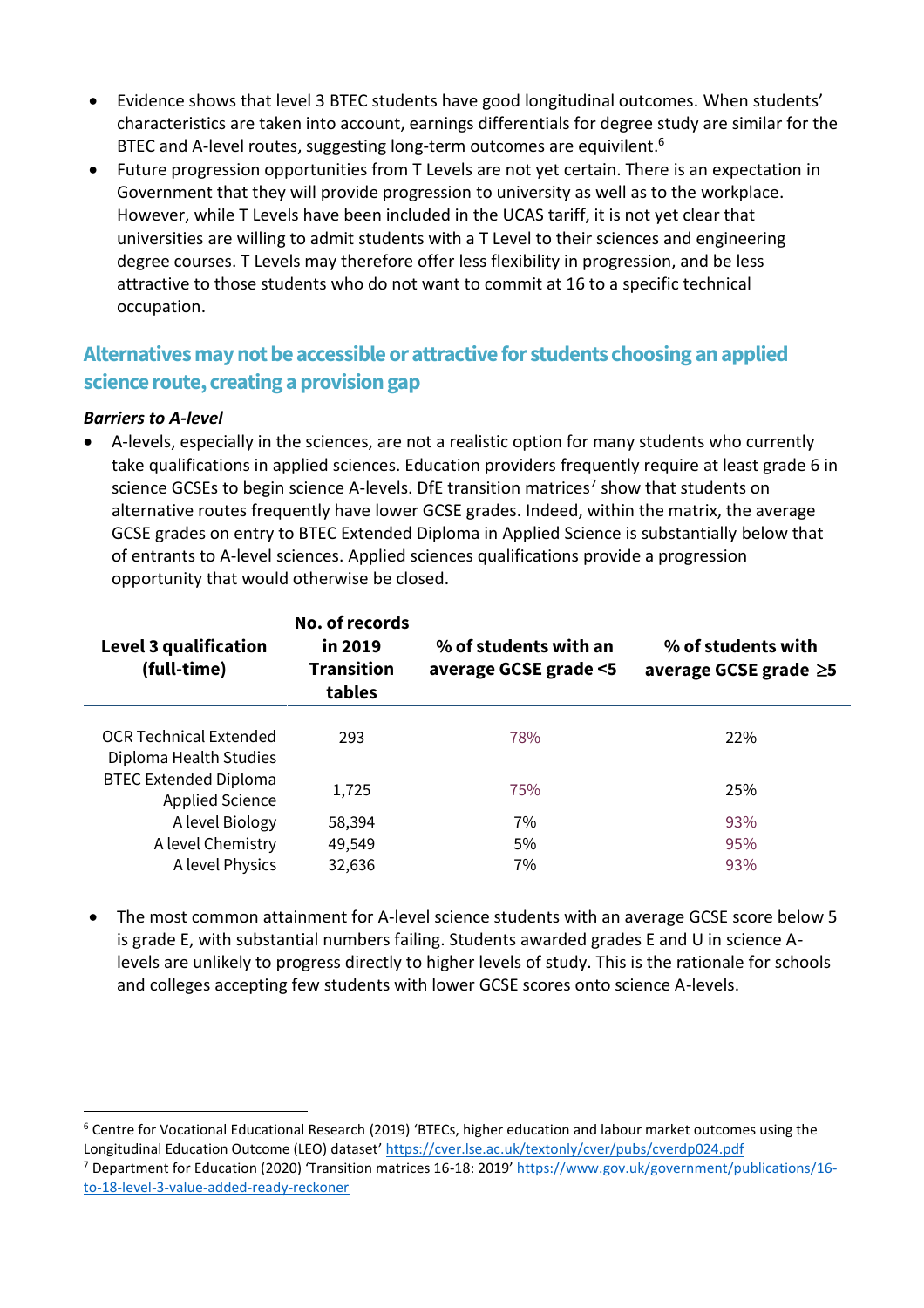- Evidence shows that level 3 BTEC students have good longitudinal outcomes. When students' characteristics are taken into account, earnings differentials for degree study are similar for the BTEC and A-level routes, suggesting long-term outcomes are equivilent.[6]
- Future progression opportunities from T Levels are not yet certain. There is an expectation in Government that they will provide progression to university as well as to the workplace. However, while T Levels have been included in the UCAS tariff, it is not yet clear that universities are willing to admit students with a T Level to their sciences and engineering degree courses. T Levels may therefore offer less flexibility in progression, and be less attractive to those students who do not want to commit at 16 to a specific technical occupation.

## Alternatives may not be accessible or attractive for students choosing an applied science route, creating a provision gap

***Barriers to A-level***

- A-levels, especially in the sciences, are not a realistic option for many students who currently take qualifications in applied sciences. Education providers frequently require at least grade 6 in science GCSEs to begin science A-levels. DfE transition matrices[7] show that students on alternative routes frequently have lower GCSE grades. Indeed, within the matrix, the average GCSE grades on entry to BTEC Extended Diploma in Applied Science is substantially below that of entrants to A-level sciences. Applied sciences qualifications provide a progression opportunity that would otherwise be closed.

| Level 3 qualification (full-time) | No. of records in 2019 Transition tables | % of students with an average GCSE grade <5 | % of students with average GCSE grade ≥5 |
|---|---|---|---|
| OCR Technical Extended Diploma Health Studies | 293 | 78% | 22% |
| BTEC Extended Diploma Applied Science | 1,725 | 75% | 25% |
| A level Biology | 58,394 | 7% | 93% |
| A level Chemistry | 49,549 | 5% | 95% |
| A level Physics | 32,636 | 7% | 93% |

- The most common attainment for A-level science students with an average GCSE score below 5 is grade E, with substantial numbers failing. Students awarded grades E and U in science A-levels are unlikely to progress directly to higher levels of study. This is the rationale for schools and colleges accepting few students with lower GCSE scores onto science A-levels.

---

[6] Centre for Vocational Educational Research (2019) 'BTECs, higher education and labour market outcomes using the Longitudinal Education Outcome (LEO) dataset' https://cver.lse.ac.uk/textonly/cver/pubs/cverdp024.pdf

[7] Department for Education (2020) 'Transition matrices 16-18: 2019' https://www.gov.uk/government/publications/16-to-18-level-3-value-added-ready-reckoner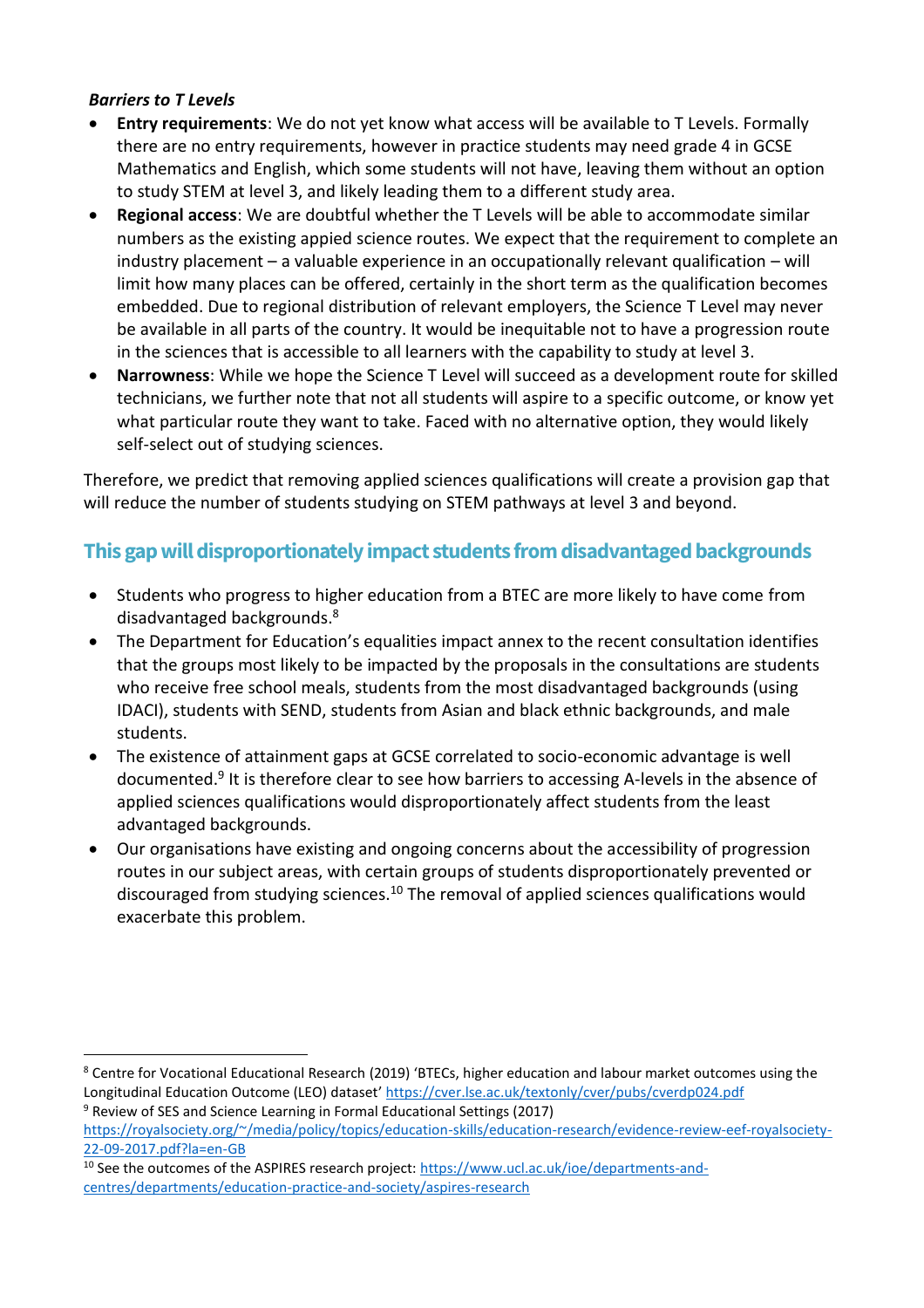***Barriers to T Levels***

- **Entry requirements**: We do not yet know what access will be available to T Levels. Formally there are no entry requirements, however in practice students may need grade 4 in GCSE Mathematics and English, which some students will not have, leaving them without an option to study STEM at level 3, and likely leading them to a different study area.
- **Regional access**: We are doubtful whether the T Levels will be able to accommodate similar numbers as the existing appied science routes. We expect that the requirement to complete an industry placement – a valuable experience in an occupationally relevant qualification – will limit how many places can be offered, certainly in the short term as the qualification becomes embedded. Due to regional distribution of relevant employers, the Science T Level may never be available in all parts of the country. It would be inequitable not to have a progression route in the sciences that is accessible to all learners with the capability to study at level 3.
- **Narrowness**: While we hope the Science T Level will succeed as a development route for skilled technicians, we further note that not all students will aspire to a specific outcome, or know yet what particular route they want to take. Faced with no alternative option, they would likely self-select out of studying sciences.

Therefore, we predict that removing applied sciences qualifications will create a provision gap that will reduce the number of students studying on STEM pathways at level 3 and beyond.

## This gap will disproportionately impact students from disadvantaged backgrounds

- Students who progress to higher education from a BTEC are more likely to have come from disadvantaged backgrounds.[8]
- The Department for Education's equalities impact annex to the recent consultation identifies that the groups most likely to be impacted by the proposals in the consultations are students who receive free school meals, students from the most disadvantaged backgrounds (using IDACI), students with SEND, students from Asian and black ethnic backgrounds, and male students.
- The existence of attainment gaps at GCSE correlated to socio-economic advantage is well documented.[9] It is therefore clear to see how barriers to accessing A-levels in the absence of applied sciences qualifications would disproportionately affect students from the least advantaged backgrounds.
- Our organisations have existing and ongoing concerns about the accessibility of progression routes in our subject areas, with certain groups of students disproportionately prevented or discouraged from studying sciences.[10] The removal of applied sciences qualifications would exacerbate this problem.

---

[8] Centre for Vocational Educational Research (2019) 'BTECs, higher education and labour market outcomes using the Longitudinal Education Outcome (LEO) dataset' https://cver.lse.ac.uk/textonly/cver/pubs/cverdp024.pdf

[9] Review of SES and Science Learning in Formal Educational Settings (2017) https://royalsociety.org/~/media/policy/topics/education-skills/education-research/evidence-review-eef-royalsociety-22-09-2017.pdf?la=en-GB

[10] See the outcomes of the ASPIRES research project: https://www.ucl.ac.uk/ioe/departments-and-centres/departments/education-practice-and-society/aspires-research